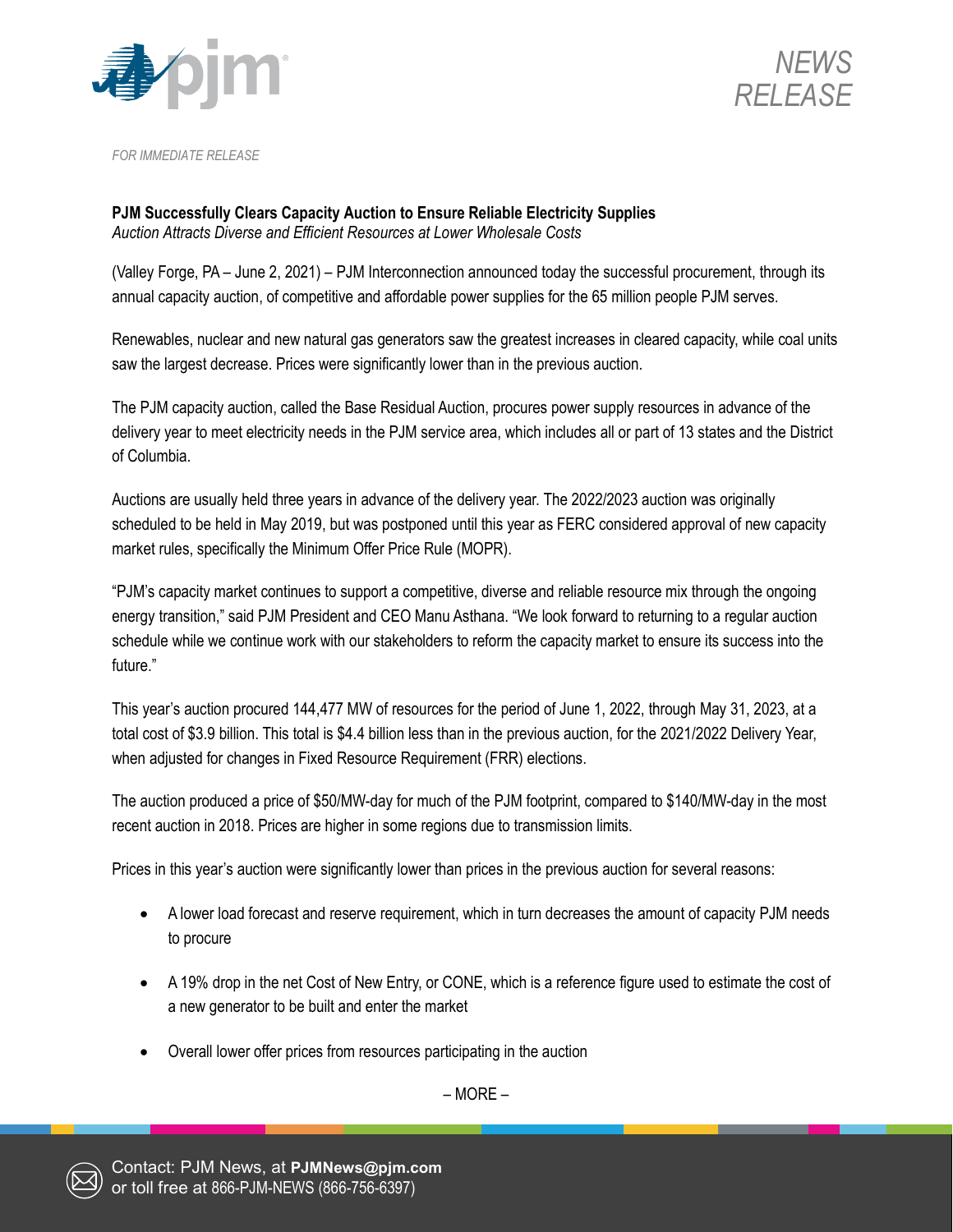NEWS RELEASE

*FOR IMMEDIATE RELEASE*

**PJM Successfully Clears Capacity Auction to Ensure Reliable Electricity Supplies**
*Auction Attracts Diverse and Efficient Resources at Lower Wholesale Costs*

(Valley Forge, PA – June 2, 2021) – PJM Interconnection announced today the successful procurement, through its annual capacity auction, of competitive and affordable power supplies for the 65 million people PJM serves.

Renewables, nuclear and new natural gas generators saw the greatest increases in cleared capacity, while coal units saw the largest decrease. Prices were significantly lower than in the previous auction.

The PJM capacity auction, called the Base Residual Auction, procures power supply resources in advance of the delivery year to meet electricity needs in the PJM service area, which includes all or part of 13 states and the District of Columbia.

Auctions are usually held three years in advance of the delivery year. The 2022/2023 auction was originally scheduled to be held in May 2019, but was postponed until this year as FERC considered approval of new capacity market rules, specifically the Minimum Offer Price Rule (MOPR).

"PJM's capacity market continues to support a competitive, diverse and reliable resource mix through the ongoing energy transition," said PJM President and CEO Manu Asthana. "We look forward to returning to a regular auction schedule while we continue work with our stakeholders to reform the capacity market to ensure its success into the future."

This year's auction procured 144,477 MW of resources for the period of June 1, 2022, through May 31, 2023, at a total cost of $3.9 billion. This total is $4.4 billion less than in the previous auction, for the 2021/2022 Delivery Year, when adjusted for changes in Fixed Resource Requirement (FRR) elections.

The auction produced a price of $50/MW-day for much of the PJM footprint, compared to $140/MW-day in the most recent auction in 2018. Prices are higher in some regions due to transmission limits.

Prices in this year's auction were significantly lower than prices in the previous auction for several reasons:

- A lower load forecast and reserve requirement, which in turn decreases the amount of capacity PJM needs to procure
- A 19% drop in the net Cost of New Entry, or CONE, which is a reference figure used to estimate the cost of a new generator to be built and enter the market
- Overall lower offer prices from resources participating in the auction

– MORE –

Contact: PJM News, at **PJMNews@pjm.com** or toll free at 866-PJM-NEWS (866-756-6397)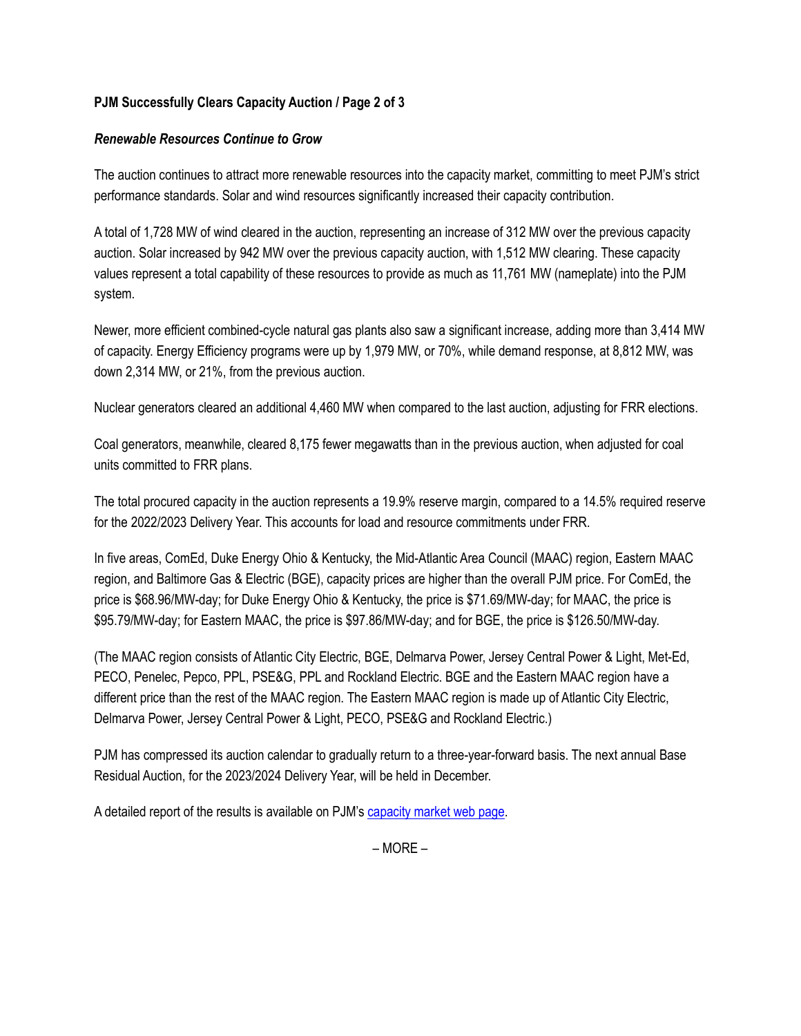### *Renewable Resources Continue to Grow*

The auction continues to attract more renewable resources into the capacity market, committing to meet PJM's strict performance standards. Solar and wind resources significantly increased their capacity contribution.

A total of 1,728 MW of wind cleared in the auction, representing an increase of 312 MW over the previous capacity auction. Solar increased by 942 MW over the previous capacity auction, with 1,512 MW clearing. These capacity values represent a total capability of these resources to provide as much as 11,761 MW (nameplate) into the PJM system.

Newer, more efficient combined-cycle natural gas plants also saw a significant increase, adding more than 3,414 MW of capacity. Energy Efficiency programs were up by 1,979 MW, or 70%, while demand response, at 8,812 MW, was down 2,314 MW, or 21%, from the previous auction.

Nuclear generators cleared an additional 4,460 MW when compared to the last auction, adjusting for FRR elections.

Coal generators, meanwhile, cleared 8,175 fewer megawatts than in the previous auction, when adjusted for coal units committed to FRR plans.

The total procured capacity in the auction represents a 19.9% reserve margin, compared to a 14.5% required reserve for the 2022/2023 Delivery Year. This accounts for load and resource commitments under FRR.

In five areas, ComEd, Duke Energy Ohio & Kentucky, the Mid-Atlantic Area Council (MAAC) region, Eastern MAAC region, and Baltimore Gas & Electric (BGE), capacity prices are higher than the overall PJM price. For ComEd, the price is $68.96/MW-day; for Duke Energy Ohio & Kentucky, the price is $71.69/MW-day; for MAAC, the price is $95.79/MW-day; for Eastern MAAC, the price is $97.86/MW-day; and for BGE, the price is $126.50/MW-day.

(The MAAC region consists of Atlantic City Electric, BGE, Delmarva Power, Jersey Central Power & Light, Met-Ed, PECO, Penelec, Pepco, PPL, PSE&G, PPL and Rockland Electric. BGE and the Eastern MAAC region have a different price than the rest of the MAAC region. The Eastern MAAC region is made up of Atlantic City Electric, Delmarva Power, Jersey Central Power & Light, PECO, PSE&G and Rockland Electric.)

PJM has compressed its auction calendar to gradually return to a three-year-forward basis. The next annual Base Residual Auction, for the 2023/2024 Delivery Year, will be held in December.

A detailed report of the results is available on PJM's capacity market web page.

– MORE –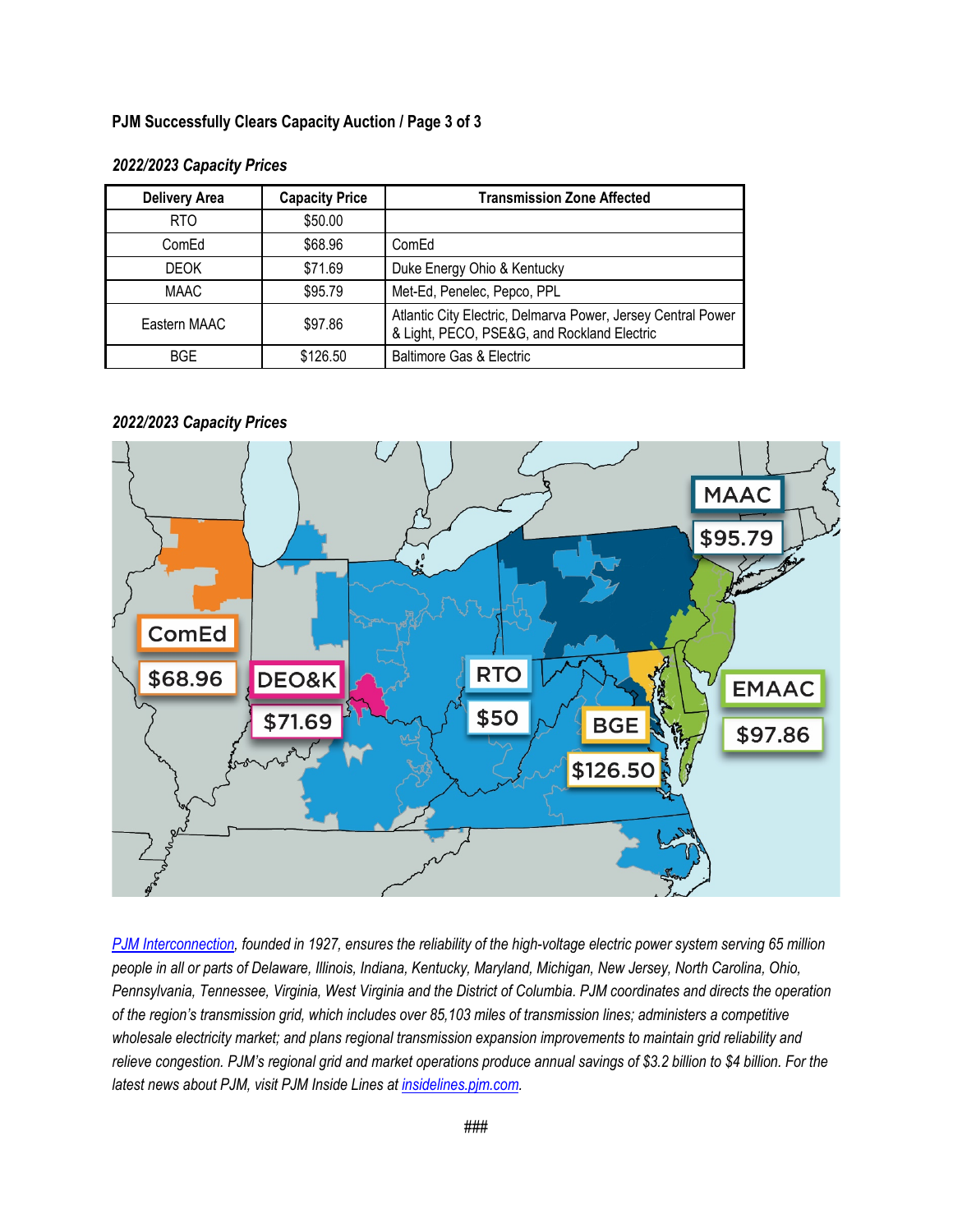*2022/2023 Capacity Prices*

| Delivery Area | Capacity Price | Transmission Zone Affected |
| --- | --- | --- |
| RTO | $50.00 | |
| ComEd | $68.96 | ComEd |
| DEOK | $71.69 | Duke Energy Ohio & Kentucky |
| MAAC | $95.79 | Met-Ed, Penelec, Pepco, PPL |
| Eastern MAAC | $97.86 | Atlantic City Electric, Delmarva Power, Jersey Central Power & Light, PECO, PSE&G, and Rockland Electric |
| BGE | $126.50 | Baltimore Gas & Electric |

*2022/2023 Capacity Prices*

MAAC
$95.79
ComEd
$68.96
DEO&K
$71.69
RTO
$50
BGE
$126.50
EMAAC
$97.86

*[PJM Interconnection](), founded in 1927, ensures the reliability of the high-voltage electric power system serving 65 million people in all or parts of Delaware, Illinois, Indiana, Kentucky, Maryland, Michigan, New Jersey, North Carolina, Ohio, Pennsylvania, Tennessee, Virginia, West Virginia and the District of Columbia. PJM coordinates and directs the operation of the region's transmission grid, which includes over 85,103 miles of transmission lines; administers a competitive wholesale electricity market; and plans regional transmission expansion improvements to maintain grid reliability and relieve congestion. PJM's regional grid and market operations produce annual savings of $3.2 billion to $4 billion. For the latest news about PJM, visit PJM Inside Lines at [insidelines.pjm.com]().*

###